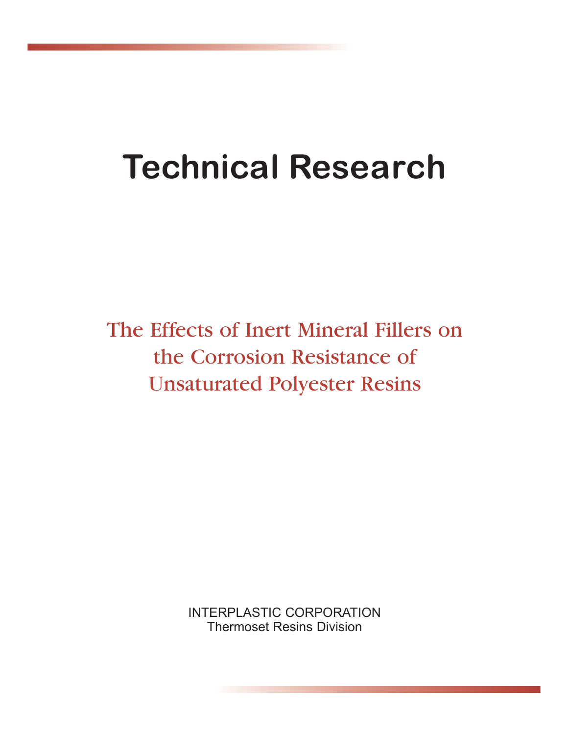# Technical Research

## The Effects of Inert Mineral Fillers on the Corrosion Resistance of Unsaturated Polyester Resins

INTERPLASTIC CORPORATION
Thermoset Resins Division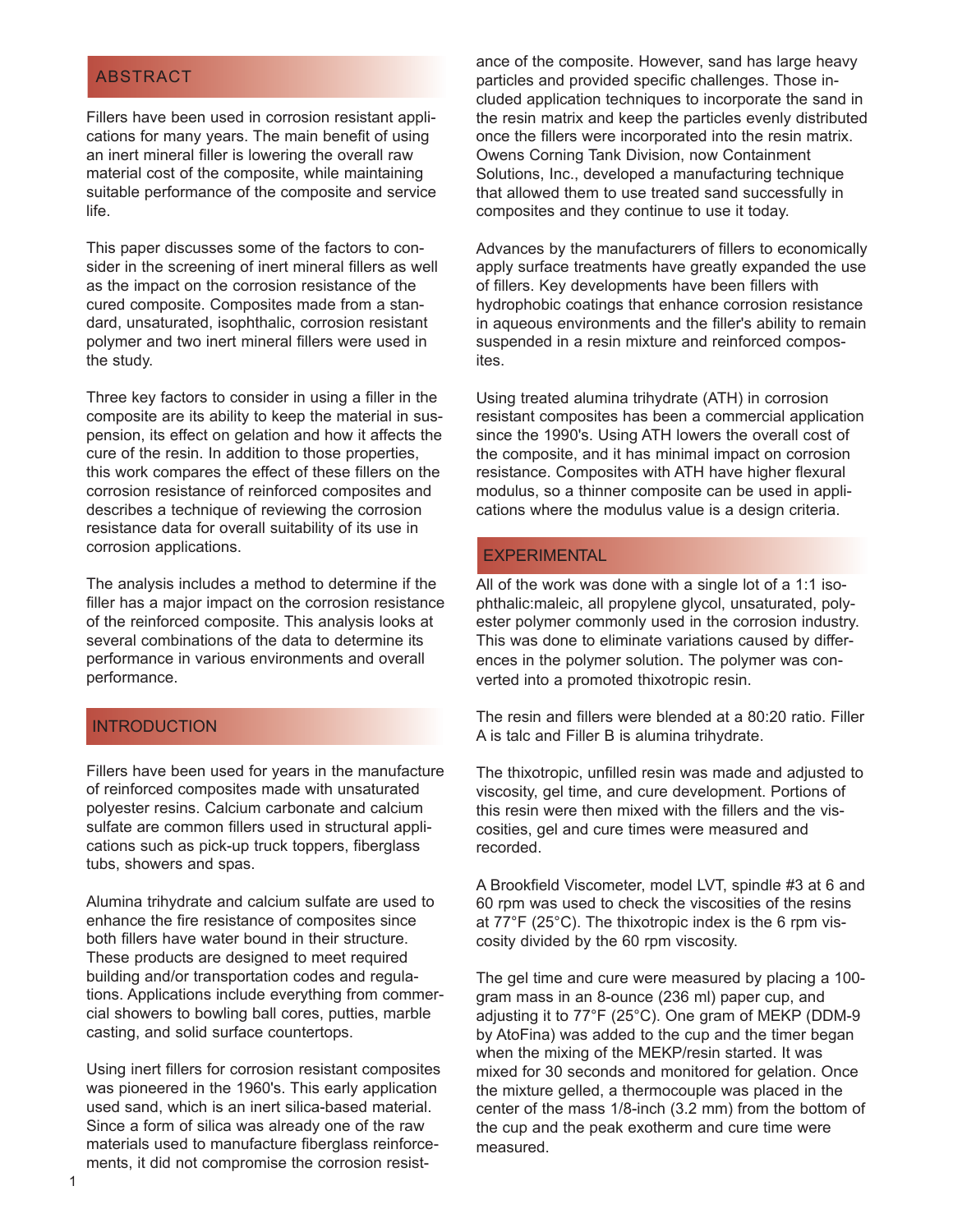## ABSTRACT

Fillers have been used in corrosion resistant applications for many years. The main benefit of using an inert mineral filler is lowering the overall raw material cost of the composite, while maintaining suitable performance of the composite and service life.

This paper discusses some of the factors to consider in the screening of inert mineral fillers as well as the impact on the corrosion resistance of the cured composite. Composites made from a standard, unsaturated, isophthalic, corrosion resistant polymer and two inert mineral fillers were used in the study.

Three key factors to consider in using a filler in the composite are its ability to keep the material in suspension, its effect on gelation and how it affects the cure of the resin. In addition to those properties, this work compares the effect of these fillers on the corrosion resistance of reinforced composites and describes a technique of reviewing the corrosion resistance data for overall suitability of its use in corrosion applications.

The analysis includes a method to determine if the filler has a major impact on the corrosion resistance of the reinforced composite. This analysis looks at several combinations of the data to determine its performance in various environments and overall performance.

## INTRODUCTION

Fillers have been used for years in the manufacture of reinforced composites made with unsaturated polyester resins. Calcium carbonate and calcium sulfate are common fillers used in structural applications such as pick-up truck toppers, fiberglass tubs, showers and spas.

Alumina trihydrate and calcium sulfate are used to enhance the fire resistance of composites since both fillers have water bound in their structure. These products are designed to meet required building and/or transportation codes and regulations. Applications include everything from commercial showers to bowling ball cores, putties, marble casting, and solid surface countertops.

Using inert fillers for corrosion resistant composites was pioneered in the 1960's. This early application used sand, which is an inert silica-based material. Since a form of silica was already one of the raw materials used to manufacture fiberglass reinforcements, it did not compromise the corrosion resistance of the composite. However, sand has large heavy particles and provided specific challenges. Those included application techniques to incorporate the sand in the resin matrix and keep the particles evenly distributed once the fillers were incorporated into the resin matrix. Owens Corning Tank Division, now Containment Solutions, Inc., developed a manufacturing technique that allowed them to use treated sand successfully in composites and they continue to use it today.

Advances by the manufacturers of fillers to economically apply surface treatments have greatly expanded the use of fillers. Key developments have been fillers with hydrophobic coatings that enhance corrosion resistance in aqueous environments and the filler's ability to remain suspended in a resin mixture and reinforced composites.

Using treated alumina trihydrate (ATH) in corrosion resistant composites has been a commercial application since the 1990's. Using ATH lowers the overall cost of the composite, and it has minimal impact on corrosion resistance. Composites with ATH have higher flexural modulus, so a thinner composite can be used in applications where the modulus value is a design criteria.

## EXPERIMENTAL

All of the work was done with a single lot of a 1:1 isophthalic:maleic, all propylene glycol, unsaturated, polyester polymer commonly used in the corrosion industry. This was done to eliminate variations caused by differences in the polymer solution. The polymer was converted into a promoted thixotropic resin.

The resin and fillers were blended at a 80:20 ratio. Filler A is talc and Filler B is alumina trihydrate.

The thixotropic, unfilled resin was made and adjusted to viscosity, gel time, and cure development. Portions of this resin were then mixed with the fillers and the viscosities, gel and cure times were measured and recorded.

A Brookfield Viscometer, model LVT, spindle #3 at 6 and 60 rpm was used to check the viscosities of the resins at 77°F (25°C). The thixotropic index is the 6 rpm viscosity divided by the 60 rpm viscosity.

The gel time and cure were measured by placing a 100-gram mass in an 8-ounce (236 ml) paper cup, and adjusting it to 77°F (25°C). One gram of MEKP (DDM-9 by AtoFina) was added to the cup and the timer began when the mixing of the MEKP/resin started. It was mixed for 30 seconds and monitored for gelation. Once the mixture gelled, a thermocouple was placed in the center of the mass 1/8-inch (3.2 mm) from the bottom of the cup and the peak exotherm and cure time were measured.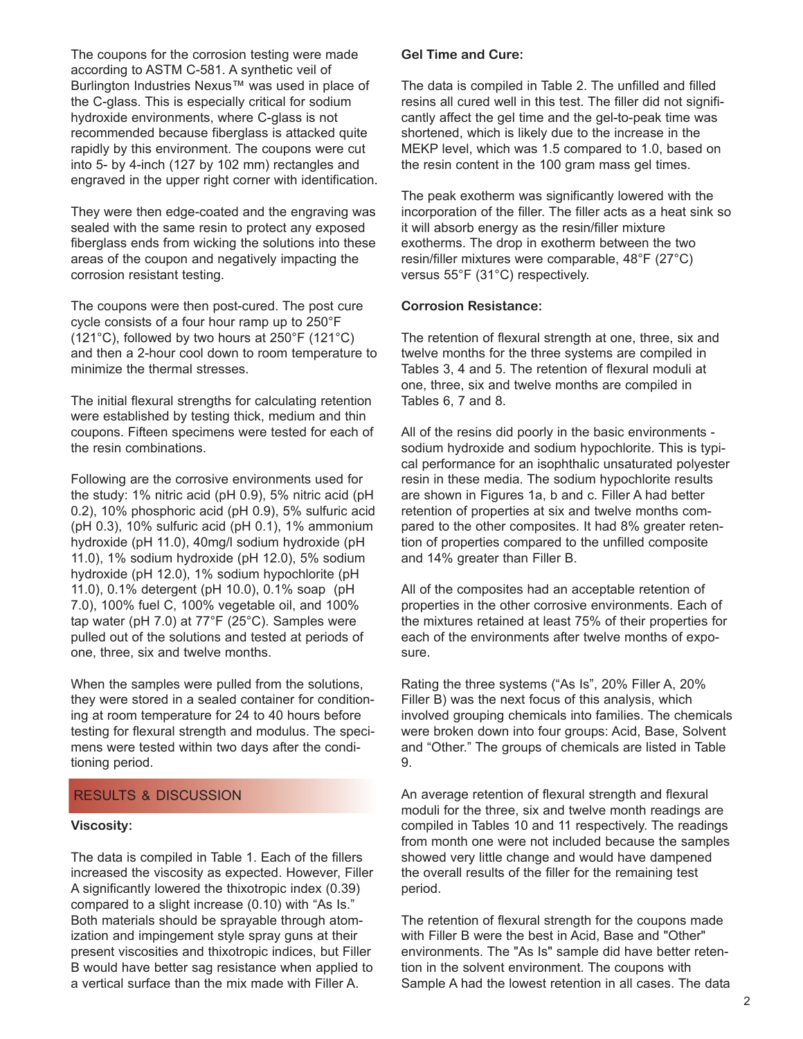The coupons for the corrosion testing were made according to ASTM C-581. A synthetic veil of Burlington Industries Nexus™ was used in place of the C-glass. This is especially critical for sodium hydroxide environments, where C-glass is not recommended because fiberglass is attacked quite rapidly by this environment. The coupons were cut into 5- by 4-inch (127 by 102 mm) rectangles and engraved in the upper right corner with identification.

They were then edge-coated and the engraving was sealed with the same resin to protect any exposed fiberglass ends from wicking the solutions into these areas of the coupon and negatively impacting the corrosion resistant testing.

The coupons were then post-cured. The post cure cycle consists of a four hour ramp up to 250°F (121°C), followed by two hours at 250°F (121°C) and then a 2-hour cool down to room temperature to minimize the thermal stresses.

The initial flexural strengths for calculating retention were established by testing thick, medium and thin coupons. Fifteen specimens were tested for each of the resin combinations.

Following are the corrosive environments used for the study: 1% nitric acid (pH 0.9), 5% nitric acid (pH 0.2), 10% phosphoric acid (pH 0.9), 5% sulfuric acid (pH 0.3), 10% sulfuric acid (pH 0.1), 1% ammonium hydroxide (pH 11.0), 40mg/l sodium hydroxide (pH 11.0), 1% sodium hydroxide (pH 12.0), 5% sodium hydroxide (pH 12.0), 1% sodium hypochlorite (pH 11.0), 0.1% detergent (pH 10.0), 0.1% soap (pH 7.0), 100% fuel C, 100% vegetable oil, and 100% tap water (pH 7.0) at 77°F (25°C). Samples were pulled out of the solutions and tested at periods of one, three, six and twelve months.

When the samples were pulled from the solutions, they were stored in a sealed container for conditioning at room temperature for 24 to 40 hours before testing for flexural strength and modulus. The specimens were tested within two days after the conditioning period.

## RESULTS & DISCUSSION

**Viscosity:**

The data is compiled in Table 1. Each of the fillers increased the viscosity as expected. However, Filler A significantly lowered the thixotropic index (0.39) compared to a slight increase (0.10) with "As Is." Both materials should be sprayable through atomization and impingement style spray guns at their present viscosities and thixotropic indices, but Filler B would have better sag resistance when applied to a vertical surface than the mix made with Filler A.

**Gel Time and Cure:**

The data is compiled in Table 2. The unfilled and filled resins all cured well in this test. The filler did not significantly affect the gel time and the gel-to-peak time was shortened, which is likely due to the increase in the MEKP level, which was 1.5 compared to 1.0, based on the resin content in the 100 gram mass gel times.

The peak exotherm was significantly lowered with the incorporation of the filler. The filler acts as a heat sink so it will absorb energy as the resin/filler mixture exotherms. The drop in exotherm between the two resin/filler mixtures were comparable, 48°F (27°C) versus 55°F (31°C) respectively.

**Corrosion Resistance:**

The retention of flexural strength at one, three, six and twelve months for the three systems are compiled in Tables 3, 4 and 5. The retention of flexural moduli at one, three, six and twelve months are compiled in Tables 6, 7 and 8.

All of the resins did poorly in the basic environments - sodium hydroxide and sodium hypochlorite. This is typical performance for an isophthalic unsaturated polyester resin in these media. The sodium hypochlorite results are shown in Figures 1a, b and c. Filler A had better retention of properties at six and twelve months compared to the other composites. It had 8% greater retention of properties compared to the unfilled composite and 14% greater than Filler B.

All of the composites had an acceptable retention of properties in the other corrosive environments. Each of the mixtures retained at least 75% of their properties for each of the environments after twelve months of exposure.

Rating the three systems ("As Is", 20% Filler A, 20% Filler B) was the next focus of this analysis, which involved grouping chemicals into families. The chemicals were broken down into four groups: Acid, Base, Solvent and "Other." The groups of chemicals are listed in Table 9.

An average retention of flexural strength and flexural moduli for the three, six and twelve month readings are compiled in Tables 10 and 11 respectively. The readings from month one were not included because the samples showed very little change and would have dampened the overall results of the filler for the remaining test period.

The retention of flexural strength for the coupons made with Filler B were the best in Acid, Base and "Other" environments. The "As Is" sample did have better retention in the solvent environment. The coupons with Sample A had the lowest retention in all cases. The data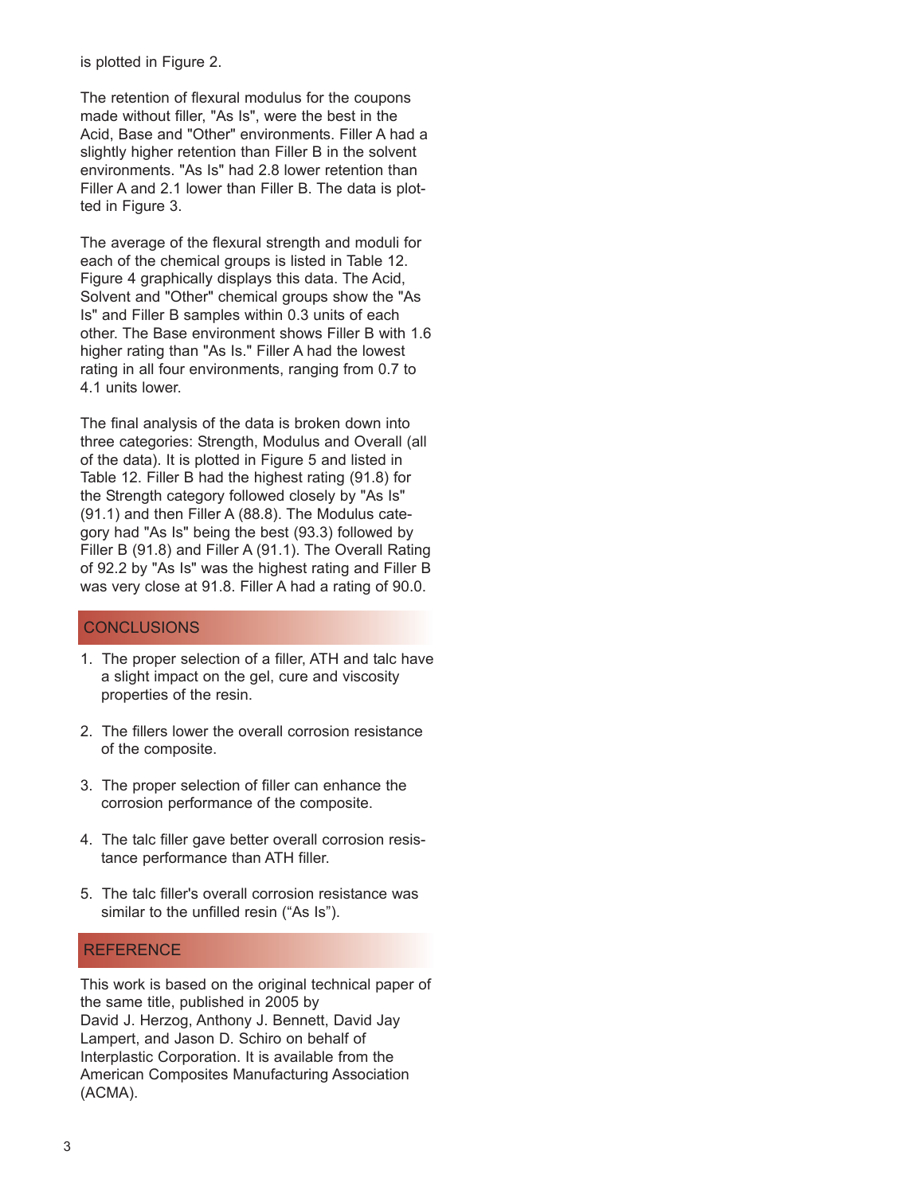is plotted in Figure 2.

The retention of flexural modulus for the coupons made without filler, "As Is", were the best in the Acid, Base and "Other" environments. Filler A had a slightly higher retention than Filler B in the solvent environments. "As Is" had 2.8 lower retention than Filler A and 2.1 lower than Filler B. The data is plotted in Figure 3.

The average of the flexural strength and moduli for each of the chemical groups is listed in Table 12. Figure 4 graphically displays this data. The Acid, Solvent and "Other" chemical groups show the "As Is" and Filler B samples within 0.3 units of each other. The Base environment shows Filler B with 1.6 higher rating than "As Is." Filler A had the lowest rating in all four environments, ranging from 0.7 to 4.1 units lower.

The final analysis of the data is broken down into three categories: Strength, Modulus and Overall (all of the data). It is plotted in Figure 5 and listed in Table 12. Filler B had the highest rating (91.8) for the Strength category followed closely by "As Is" (91.1) and then Filler A (88.8). The Modulus category had "As Is" being the best (93.3) followed by Filler B (91.8) and Filler A (91.1). The Overall Rating of 92.2 by "As Is" was the highest rating and Filler B was very close at 91.8. Filler A had a rating of 90.0.

## CONCLUSIONS

1. The proper selection of a filler, ATH and talc have a slight impact on the gel, cure and viscosity properties of the resin.

2. The fillers lower the overall corrosion resistance of the composite.

3. The proper selection of filler can enhance the corrosion performance of the composite.

4. The talc filler gave better overall corrosion resistance performance than ATH filler.

5. The talc filler's overall corrosion resistance was similar to the unfilled resin ("As Is").

## REFERENCE

This work is based on the original technical paper of the same title, published in 2005 by David J. Herzog, Anthony J. Bennett, David Jay Lampert, and Jason D. Schiro on behalf of Interplastic Corporation. It is available from the American Composites Manufacturing Association (ACMA).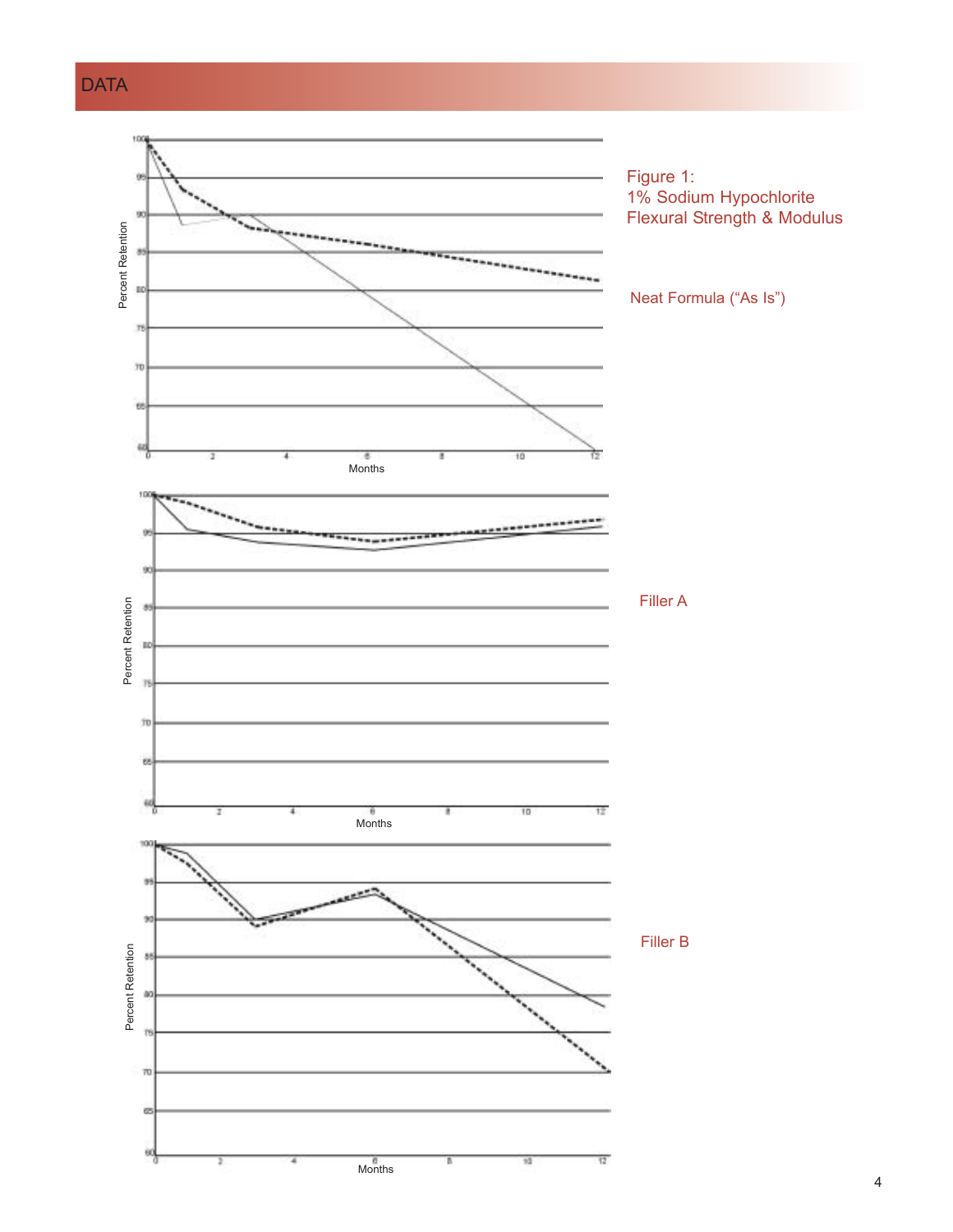# DATA

Figure 1:
1% Sodium Hypochlorite
Flexural Strength & Modulus

Neat Formula (“As Is”)

Filler A

Filler B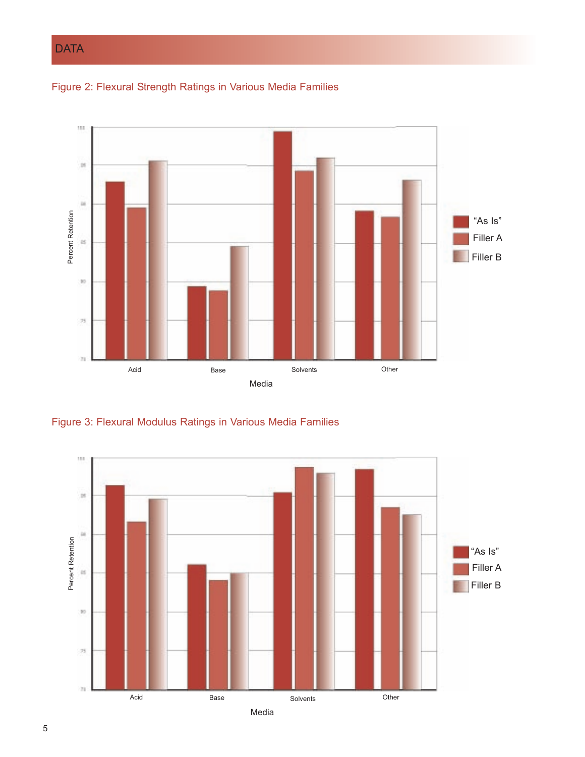# DATA

Figure 2: Flexural Strength Ratings in Various Media Families

Figure 3: Flexural Modulus Ratings in Various Media Families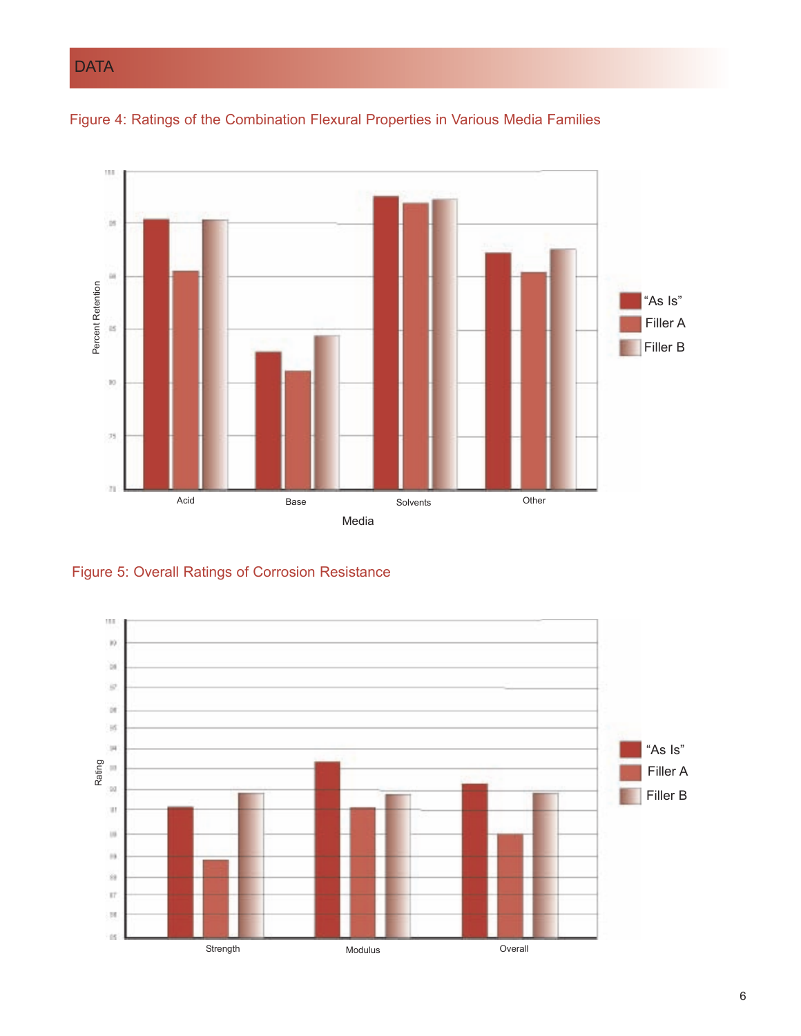## DATA

Figure 4: Ratings of the Combination Flexural Properties in Various Media Families

Figure 5: Overall Ratings of Corrosion Resistance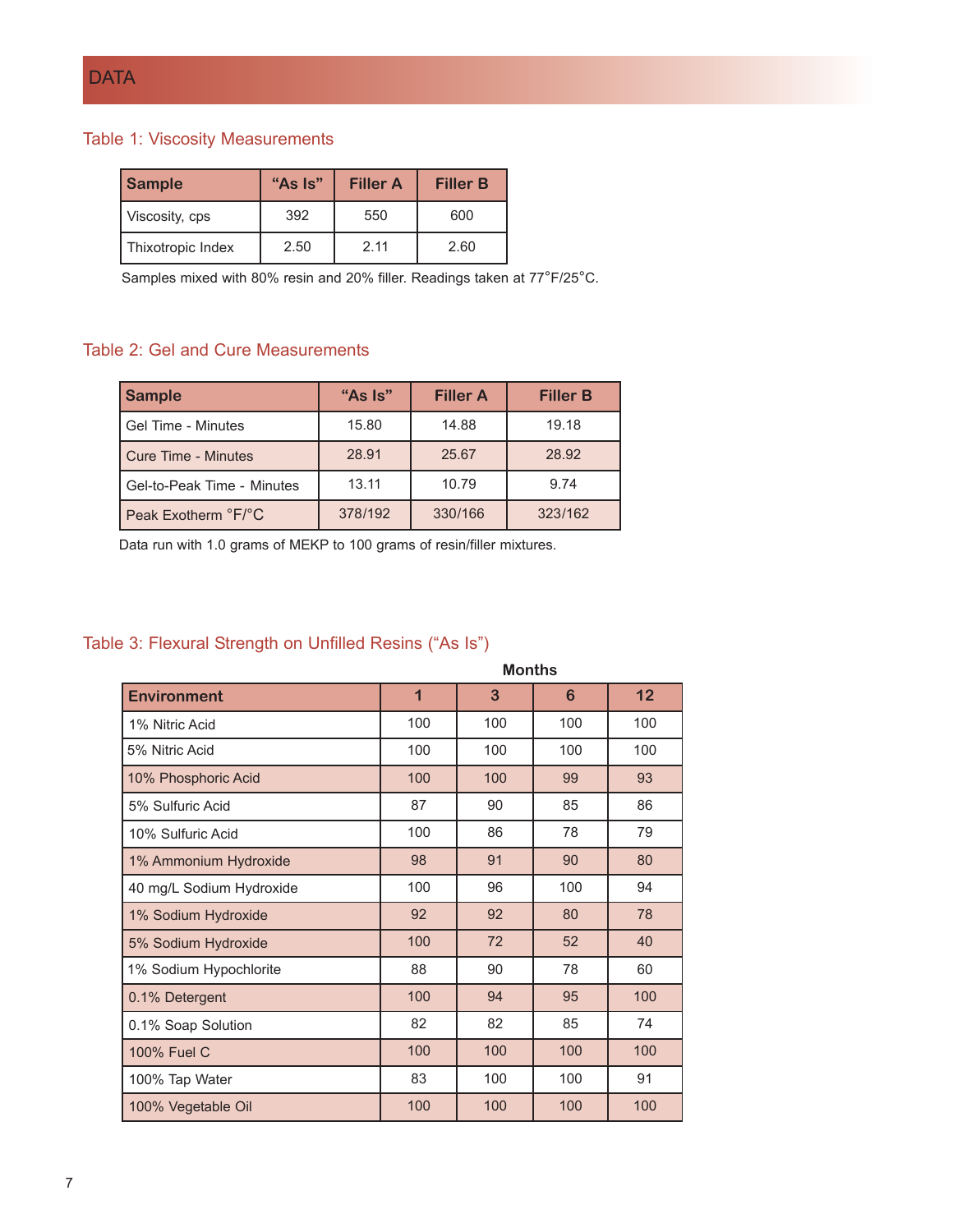# DATA

## Table 1: Viscosity Measurements

| Sample | "As Is" | Filler A | Filler B |
|---|---|---|---|
| Viscosity, cps | 392 | 550 | 600 |
| Thixotropic Index | 2.50 | 2.11 | 2.60 |

Samples mixed with 80% resin and 20% filler. Readings taken at 77°F/25°C.

## Table 2: Gel and Cure Measurements

| Sample | "As Is" | Filler A | Filler B |
|---|---|---|---|
| Gel Time - Minutes | 15.80 | 14.88 | 19.18 |
| Cure Time - Minutes | 28.91 | 25.67 | 28.92 |
| Gel-to-Peak Time - Minutes | 13.11 | 10.79 | 9.74 |
| Peak Exotherm °F/°C | 378/192 | 330/166 | 323/162 |

Data run with 1.0 grams of MEKP to 100 grams of resin/filler mixtures.

## Table 3: Flexural Strength on Unfilled Resins ("As Is")

| Environment | Months 1 | 3 | 6 | 12 |
|---|---|---|---|---|
| 1% Nitric Acid | 100 | 100 | 100 | 100 |
| 5% Nitric Acid | 100 | 100 | 100 | 100 |
| 10% Phosphoric Acid | 100 | 100 | 99 | 93 |
| 5% Sulfuric Acid | 87 | 90 | 85 | 86 |
| 10% Sulfuric Acid | 100 | 86 | 78 | 79 |
| 1% Ammonium Hydroxide | 98 | 91 | 90 | 80 |
| 40 mg/L Sodium Hydroxide | 100 | 96 | 100 | 94 |
| 1% Sodium Hydroxide | 92 | 92 | 80 | 78 |
| 5% Sodium Hydroxide | 100 | 72 | 52 | 40 |
| 1% Sodium Hypochlorite | 88 | 90 | 78 | 60 |
| 0.1% Detergent | 100 | 94 | 95 | 100 |
| 0.1% Soap Solution | 82 | 82 | 85 | 74 |
| 100% Fuel C | 100 | 100 | 100 | 100 |
| 100% Tap Water | 83 | 100 | 100 | 91 |
| 100% Vegetable Oil | 100 | 100 | 100 | 100 |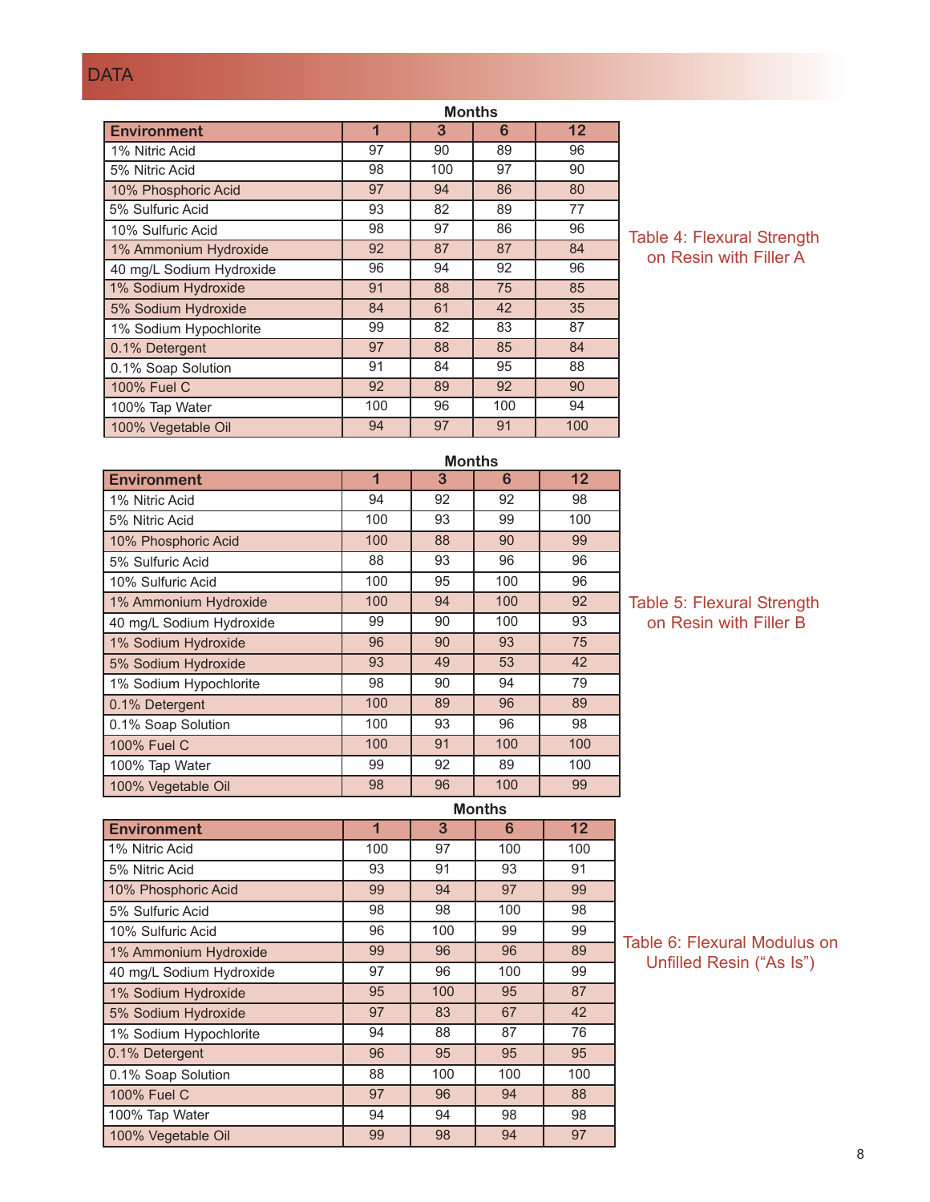## DATA

Table 4: Flexural Strength on Resin with Filler A

| Environment | Months 1 | 3 | 6 | 12 |
|---|---|---|---|---|
| 1% Nitric Acid | 97 | 90 | 89 | 96 |
| 5% Nitric Acid | 98 | 100 | 97 | 90 |
| 10% Phosphoric Acid | 97 | 94 | 86 | 80 |
| 5% Sulfuric Acid | 93 | 82 | 89 | 77 |
| 10% Sulfuric Acid | 98 | 97 | 86 | 96 |
| 1% Ammonium Hydroxide | 92 | 87 | 87 | 84 |
| 40 mg/L Sodium Hydroxide | 96 | 94 | 92 | 96 |
| 1% Sodium Hydroxide | 91 | 88 | 75 | 85 |
| 5% Sodium Hydroxide | 84 | 61 | 42 | 35 |
| 1% Sodium Hypochlorite | 99 | 82 | 83 | 87 |
| 0.1% Detergent | 97 | 88 | 85 | 84 |
| 0.1% Soap Solution | 91 | 84 | 95 | 88 |
| 100% Fuel C | 92 | 89 | 92 | 90 |
| 100% Tap Water | 100 | 96 | 100 | 94 |
| 100% Vegetable Oil | 94 | 97 | 91 | 100 |

Table 5: Flexural Strength on Resin with Filler B

| Environment | Months 1 | 3 | 6 | 12 |
|---|---|---|---|---|
| 1% Nitric Acid | 94 | 92 | 92 | 98 |
| 5% Nitric Acid | 100 | 93 | 99 | 100 |
| 10% Phosphoric Acid | 100 | 88 | 90 | 99 |
| 5% Sulfuric Acid | 88 | 93 | 96 | 96 |
| 10% Sulfuric Acid | 100 | 95 | 100 | 96 |
| 1% Ammonium Hydroxide | 100 | 94 | 100 | 92 |
| 40 mg/L Sodium Hydroxide | 99 | 90 | 100 | 93 |
| 1% Sodium Hydroxide | 96 | 90 | 93 | 75 |
| 5% Sodium Hydroxide | 93 | 49 | 53 | 42 |
| 1% Sodium Hypochlorite | 98 | 90 | 94 | 79 |
| 0.1% Detergent | 100 | 89 | 96 | 89 |
| 0.1% Soap Solution | 100 | 93 | 96 | 98 |
| 100% Fuel C | 100 | 91 | 100 | 100 |
| 100% Tap Water | 99 | 92 | 89 | 100 |
| 100% Vegetable Oil | 98 | 96 | 100 | 99 |

Table 6: Flexural Modulus on Unfilled Resin (“As Is”)

| Environment | Months 1 | 3 | 6 | 12 |
|---|---|---|---|---|
| 1% Nitric Acid | 100 | 97 | 100 | 100 |
| 5% Nitric Acid | 93 | 91 | 93 | 91 |
| 10% Phosphoric Acid | 99 | 94 | 97 | 99 |
| 5% Sulfuric Acid | 98 | 98 | 100 | 98 |
| 10% Sulfuric Acid | 96 | 100 | 99 | 99 |
| 1% Ammonium Hydroxide | 99 | 96 | 96 | 89 |
| 40 mg/L Sodium Hydroxide | 97 | 96 | 100 | 99 |
| 1% Sodium Hydroxide | 95 | 100 | 95 | 87 |
| 5% Sodium Hydroxide | 97 | 83 | 67 | 42 |
| 1% Sodium Hypochlorite | 94 | 88 | 87 | 76 |
| 0.1% Detergent | 96 | 95 | 95 | 95 |
| 0.1% Soap Solution | 88 | 100 | 100 | 100 |
| 100% Fuel C | 97 | 96 | 94 | 88 |
| 100% Tap Water | 94 | 94 | 98 | 98 |
| 100% Vegetable Oil | 99 | 98 | 94 | 97 |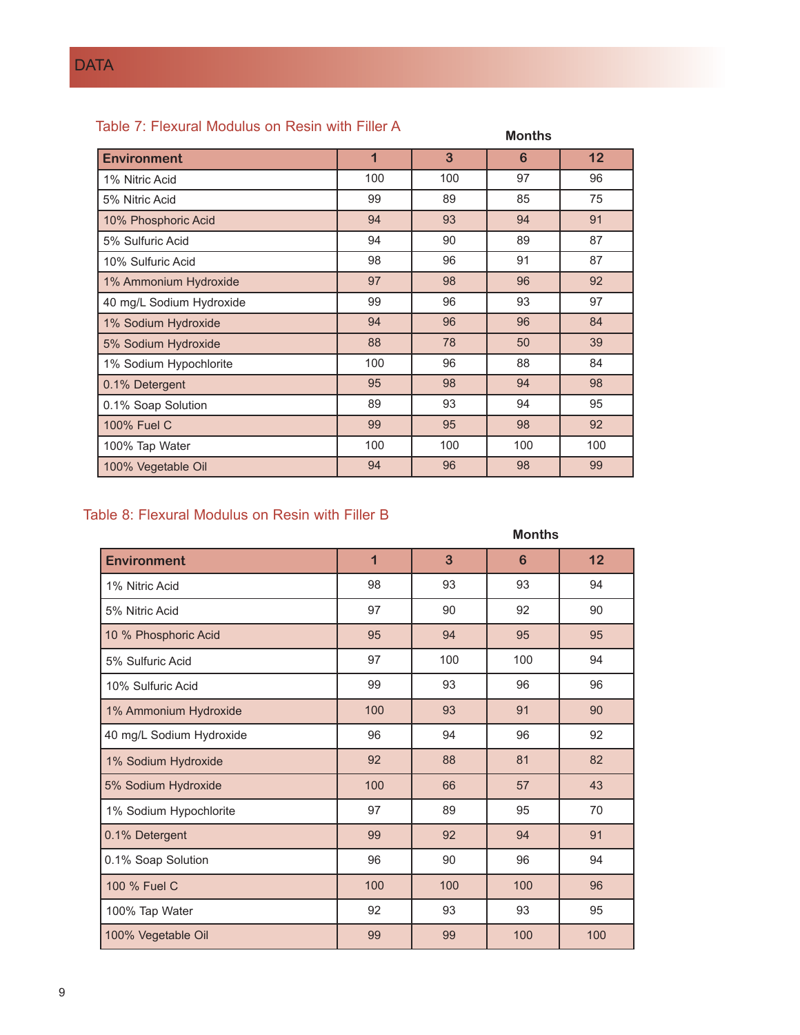## DATA

### Table 7: Flexural Modulus on Resin with Filler A

| | Months | | | |
|---|---|---|---|---|
| **Environment** | **1** | **3** | **6** | **12** |
| 1% Nitric Acid | 100 | 100 | 97 | 96 |
| 5% Nitric Acid | 99 | 89 | 85 | 75 |
| 10% Phosphoric Acid | 94 | 93 | 94 | 91 |
| 5% Sulfuric Acid | 94 | 90 | 89 | 87 |
| 10% Sulfuric Acid | 98 | 96 | 91 | 87 |
| 1% Ammonium Hydroxide | 97 | 98 | 96 | 92 |
| 40 mg/L Sodium Hydroxide | 99 | 96 | 93 | 97 |
| 1% Sodium Hydroxide | 94 | 96 | 96 | 84 |
| 5% Sodium Hydroxide | 88 | 78 | 50 | 39 |
| 1% Sodium Hypochlorite | 100 | 96 | 88 | 84 |
| 0.1% Detergent | 95 | 98 | 94 | 98 |
| 0.1% Soap Solution | 89 | 93 | 94 | 95 |
| 100% Fuel C | 99 | 95 | 98 | 92 |
| 100% Tap Water | 100 | 100 | 100 | 100 |
| 100% Vegetable Oil | 94 | 96 | 98 | 99 |

### Table 8: Flexural Modulus on Resin with Filler B

| | Months | | | |
|---|---|---|---|---|
| **Environment** | **1** | **3** | **6** | **12** |
| 1% Nitric Acid | 98 | 93 | 93 | 94 |
| 5% Nitric Acid | 97 | 90 | 92 | 90 |
| 10 % Phosphoric Acid | 95 | 94 | 95 | 95 |
| 5% Sulfuric Acid | 97 | 100 | 100 | 94 |
| 10% Sulfuric Acid | 99 | 93 | 96 | 96 |
| 1% Ammonium Hydroxide | 100 | 93 | 91 | 90 |
| 40 mg/L Sodium Hydroxide | 96 | 94 | 96 | 92 |
| 1% Sodium Hydroxide | 92 | 88 | 81 | 82 |
| 5% Sodium Hydroxide | 100 | 66 | 57 | 43 |
| 1% Sodium Hypochlorite | 97 | 89 | 95 | 70 |
| 0.1% Detergent | 99 | 92 | 94 | 91 |
| 0.1% Soap Solution | 96 | 90 | 96 | 94 |
| 100 % Fuel C | 100 | 100 | 100 | 96 |
| 100% Tap Water | 92 | 93 | 93 | 95 |
| 100% Vegetable Oil | 99 | 99 | 100 | 100 |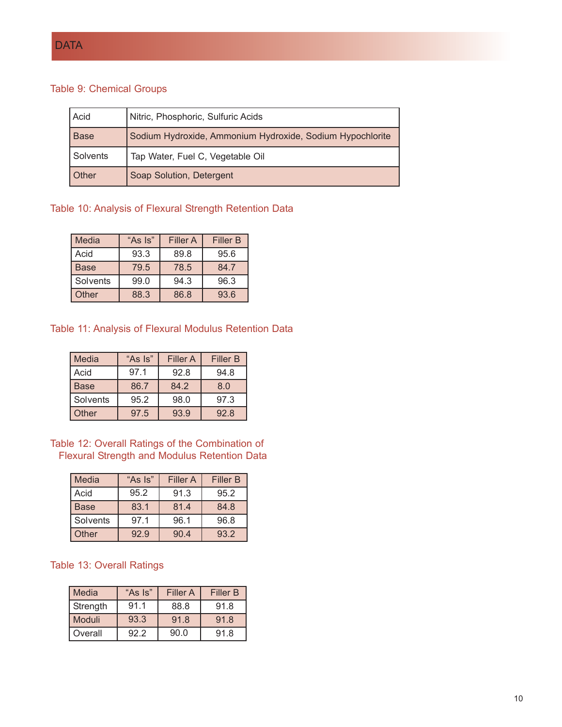# DATA

### Table 9: Chemical Groups

| Acid | Nitric, Phosphoric, Sulfuric Acids |
|---|---|
| Base | Sodium Hydroxide, Ammonium Hydroxide, Sodium Hypochlorite |
| Solvents | Tap Water, Fuel C, Vegetable Oil |
| Other | Soap Solution, Detergent |

### Table 10: Analysis of Flexural Strength Retention Data

| Media | "As Is" | Filler A | Filler B |
|---|---|---|---|
| Acid | 93.3 | 89.8 | 95.6 |
| Base | 79.5 | 78.5 | 84.7 |
| Solvents | 99.0 | 94.3 | 96.3 |
| Other | 88.3 | 86.8 | 93.6 |

### Table 11: Analysis of Flexural Modulus Retention Data

| Media | "As Is" | Filler A | Filler B |
|---|---|---|---|
| Acid | 97.1 | 92.8 | 94.8 |
| Base | 86.7 | 84.2 | 8.0 |
| Solvents | 95.2 | 98.0 | 97.3 |
| Other | 97.5 | 93.9 | 92.8 |

### Table 12: Overall Ratings of the Combination of Flexural Strength and Modulus Retention Data

| Media | "As Is" | Filler A | Filler B |
|---|---|---|---|
| Acid | 95.2 | 91.3 | 95.2 |
| Base | 83.1 | 81.4 | 84.8 |
| Solvents | 97.1 | 96.1 | 96.8 |
| Other | 92.9 | 90.4 | 93.2 |

### Table 13: Overall Ratings

| Media | "As Is" | Filler A | Filler B |
|---|---|---|---|
| Strength | 91.1 | 88.8 | 91.8 |
| Moduli | 93.3 | 91.8 | 91.8 |
| Overall | 92.2 | 90.0 | 91.8 |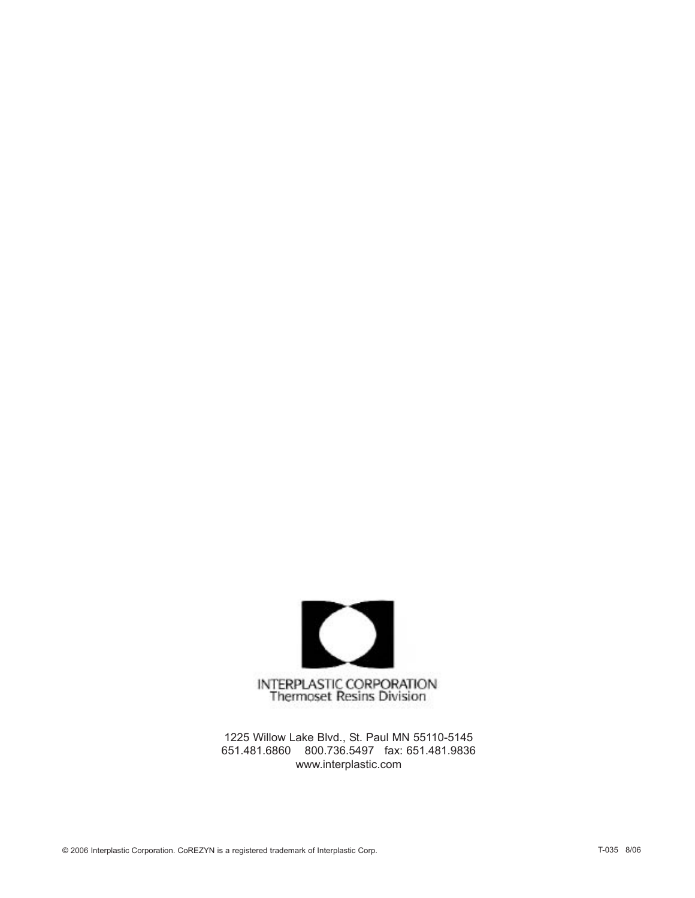INTERPLASTIC CORPORATION
Thermoset Resins Division

1225 Willow Lake Blvd., St. Paul MN 55110-5145
651.481.6860    800.736.5497    fax: 651.481.9836
www.interplastic.com

© 2006 Interplastic Corporation. CoREZYN is a registered trademark of Interplastic Corp.

T-035 8/06